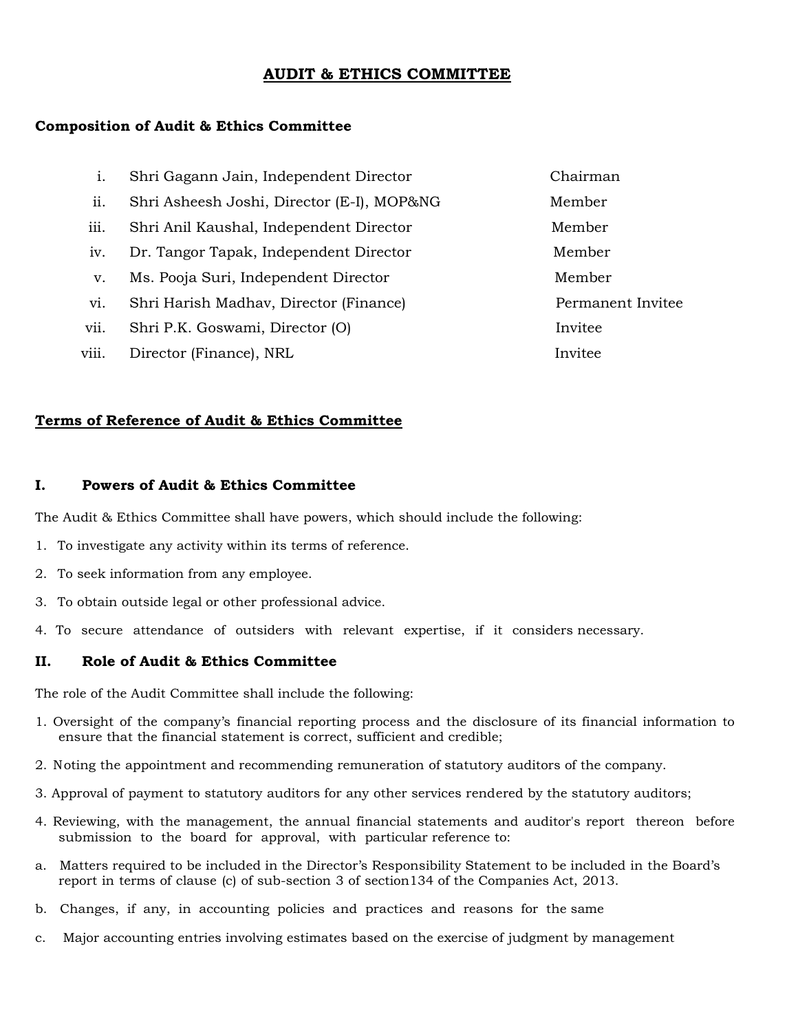# AUDIT & ETHICS COMMITTEE

## Composition of Audit & Ethics Committee

| | | |
|---|---|---|
| i. | Shri Gagann Jain, Independent Director | Chairman |
| ii. | Shri Asheesh Joshi, Director (E-I), MOP&NG | Member |
| iii. | Shri Anil Kaushal, Independent Director | Member |
| iv. | Dr. Tangor Tapak, Independent Director | Member |
| v. | Ms. Pooja Suri, Independent Director | Member |
| vi. | Shri Harish Madhav, Director (Finance) | Permanent Invitee |
| vii. | Shri P.K. Goswami, Director (O) | Invitee |
| viii. | Director (Finance), NRL | Invitee |

## Terms of Reference of Audit & Ethics Committee

### I. Powers of Audit & Ethics Committee

The Audit & Ethics Committee shall have powers, which should include the following:

1. To investigate any activity within its terms of reference.
2. To seek information from any employee.
3. To obtain outside legal or other professional advice.
4. To secure attendance of outsiders with relevant expertise, if it considers necessary.

### II. Role of Audit & Ethics Committee

The role of the Audit Committee shall include the following:

1. Oversight of the company's financial reporting process and the disclosure of its financial information to ensure that the financial statement is correct, sufficient and credible;
2. Noting the appointment and recommending remuneration of statutory auditors of the company.
3. Approval of payment to statutory auditors for any other services rendered by the statutory auditors;
4. Reviewing, with the management, the annual financial statements and auditor's report thereon before submission to the board for approval, with particular reference to:

a. Matters required to be included in the Director's Responsibility Statement to be included in the Board's report in terms of clause (c) of sub-section 3 of section134 of the Companies Act, 2013.

b. Changes, if any, in accounting policies and practices and reasons for the same

c. Major accounting entries involving estimates based on the exercise of judgment by management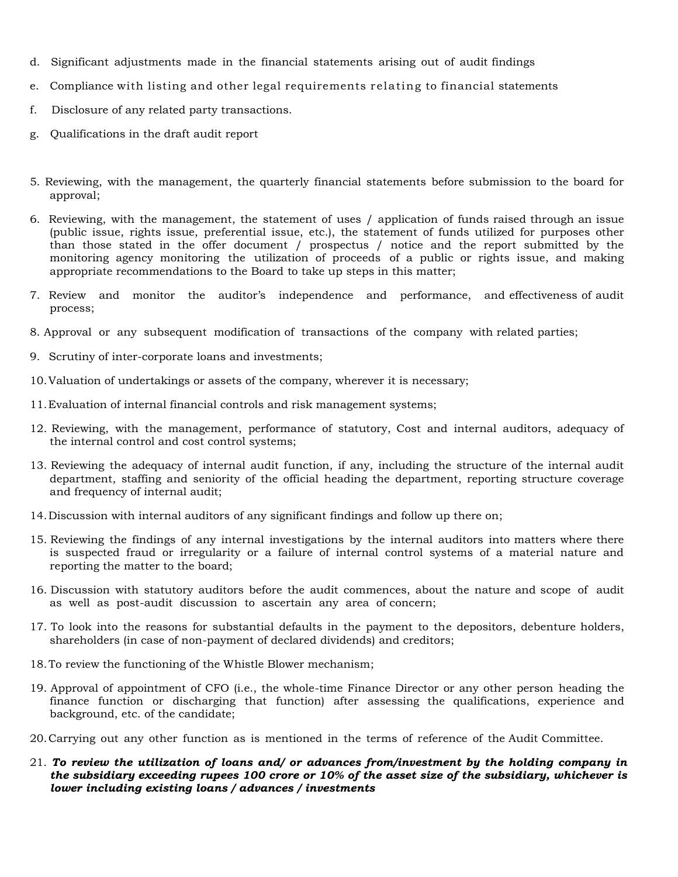d. Significant adjustments made in the financial statements arising out of audit findings

e. Compliance with listing and other legal requirements relating to financial statements

f. Disclosure of any related party transactions.

g. Qualifications in the draft audit report

5. Reviewing, with the management, the quarterly financial statements before submission to the board for approval;

6. Reviewing, with the management, the statement of uses / application of funds raised through an issue (public issue, rights issue, preferential issue, etc.), the statement of funds utilized for purposes other than those stated in the offer document / prospectus / notice and the report submitted by the monitoring agency monitoring the utilization of proceeds of a public or rights issue, and making appropriate recommendations to the Board to take up steps in this matter;

7. Review and monitor the auditor's independence and performance, and effectiveness of audit process;

8. Approval or any subsequent modification of transactions of the company with related parties;

9. Scrutiny of inter-corporate loans and investments;

10. Valuation of undertakings or assets of the company, wherever it is necessary;

11. Evaluation of internal financial controls and risk management systems;

12. Reviewing, with the management, performance of statutory, Cost and internal auditors, adequacy of the internal control and cost control systems;

13. Reviewing the adequacy of internal audit function, if any, including the structure of the internal audit department, staffing and seniority of the official heading the department, reporting structure coverage and frequency of internal audit;

14. Discussion with internal auditors of any significant findings and follow up there on;

15. Reviewing the findings of any internal investigations by the internal auditors into matters where there is suspected fraud or irregularity or a failure of internal control systems of a material nature and reporting the matter to the board;

16. Discussion with statutory auditors before the audit commences, about the nature and scope of audit as well as post-audit discussion to ascertain any area of concern;

17. To look into the reasons for substantial defaults in the payment to the depositors, debenture holders, shareholders (in case of non-payment of declared dividends) and creditors;

18. To review the functioning of the Whistle Blower mechanism;

19. Approval of appointment of CFO (i.e., the whole-time Finance Director or any other person heading the finance function or discharging that function) after assessing the qualifications, experience and background, etc. of the candidate;

20. Carrying out any other function as is mentioned in the terms of reference of the Audit Committee.

21. ***To review the utilization of loans and/ or advances from/investment by the holding company in the subsidiary exceeding rupees 100 crore or 10% of the asset size of the subsidiary, whichever is lower including existing loans / advances / investments***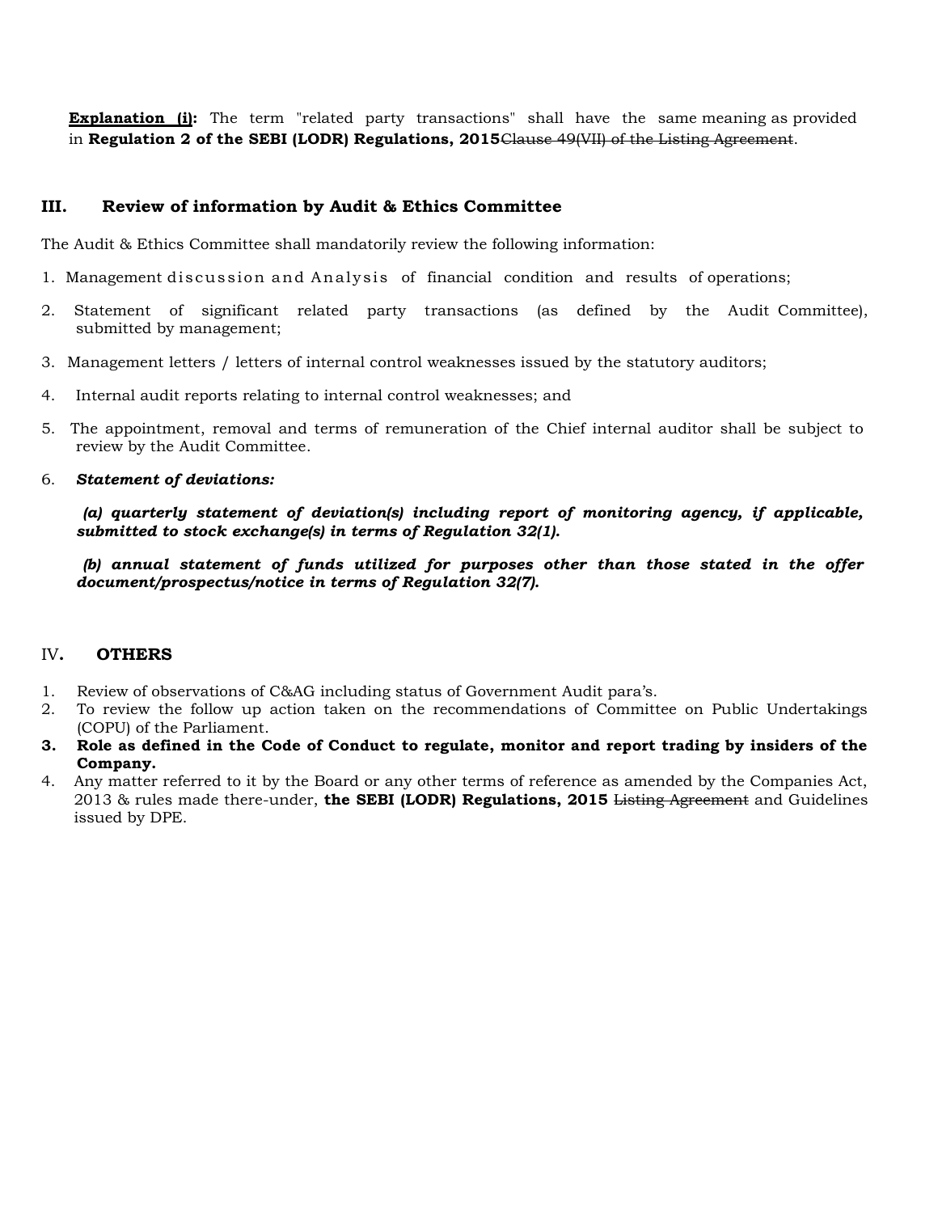**Explanation (i):** The term "related party transactions" shall have the same meaning as provided in **Regulation 2 of the SEBI (LODR) Regulations, 2015**~~Clause 49(VII) of the Listing Agreement~~.

## III. Review of information by Audit & Ethics Committee

The Audit & Ethics Committee shall mandatorily review the following information:

1. Management discussion and Analysis of financial condition and results of operations;
2. Statement of significant related party transactions (as defined by the Audit Committee), submitted by management;
3. Management letters / letters of internal control weaknesses issued by the statutory auditors;
4. Internal audit reports relating to internal control weaknesses; and
5. The appointment, removal and terms of remuneration of the Chief internal auditor shall be subject to review by the Audit Committee.
6. ***Statement of deviations:***

   ***(a) quarterly statement of deviation(s) including report of monitoring agency, if applicable, submitted to stock exchange(s) in terms of Regulation 32(1).***

   ***(b) annual statement of funds utilized for purposes other than those stated in the offer document/prospectus/notice in terms of Regulation 32(7).***

## IV. OTHERS

1. Review of observations of C&AG including status of Government Audit para's.
2. To review the follow up action taken on the recommendations of Committee on Public Undertakings (COPU) of the Parliament.
3. **Role as defined in the Code of Conduct to regulate, monitor and report trading by insiders of the Company.**
4. Any matter referred to it by the Board or any other terms of reference as amended by the Companies Act, 2013 & rules made there-under, **the SEBI (LODR) Regulations, 2015** ~~Listing Agreement~~ and Guidelines issued by DPE.